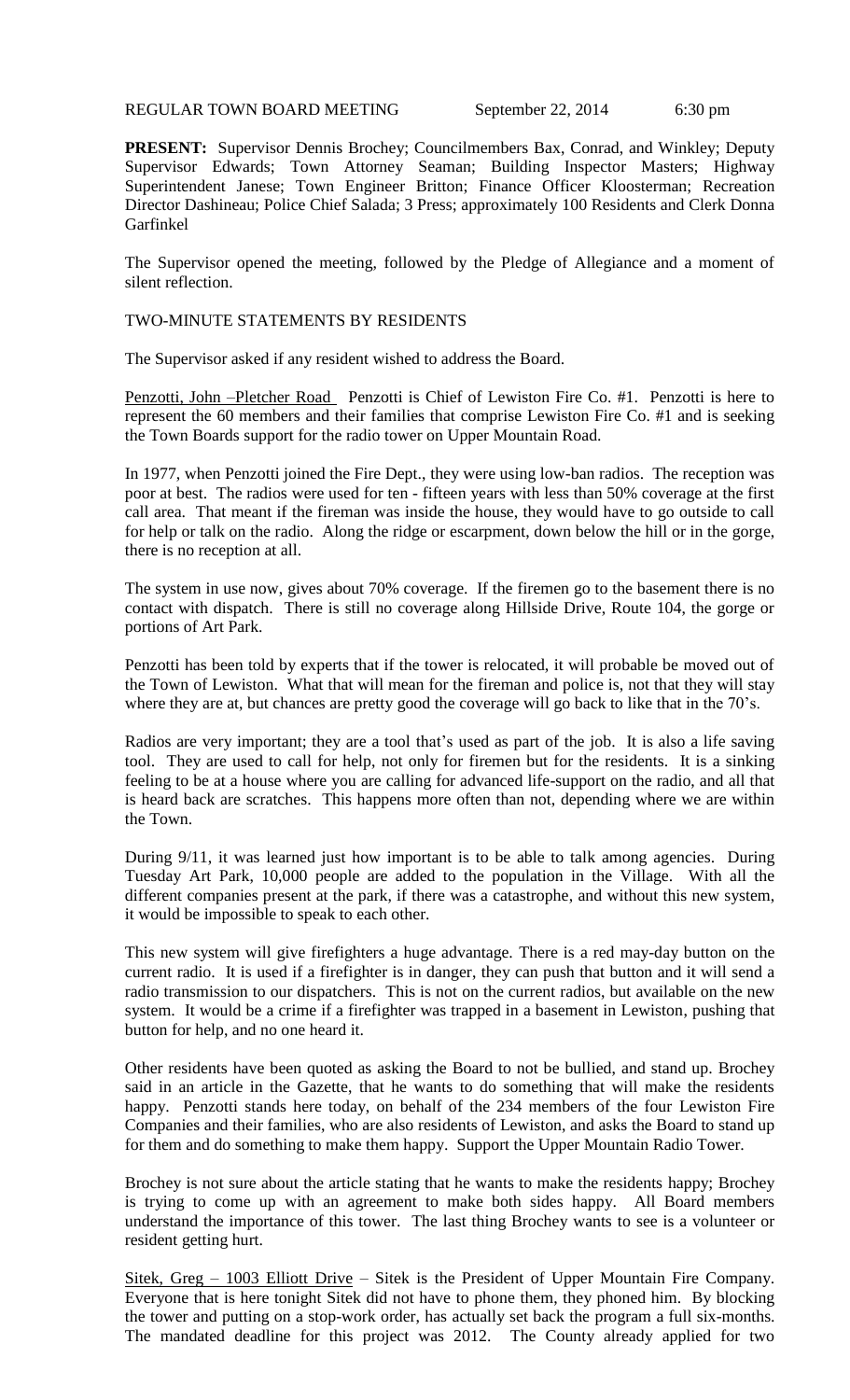REGULAR TOWN BOARD MEETING September 22, 2014 6:30 pm

**PRESENT:** Supervisor Dennis Brochey; Councilmembers Bax, Conrad, and Winkley; Deputy Supervisor Edwards; Town Attorney Seaman; Building Inspector Masters; Highway Superintendent Janese; Town Engineer Britton; Finance Officer Kloosterman; Recreation Director Dashineau; Police Chief Salada; 3 Press; approximately 100 Residents and Clerk Donna Garfinkel

The Supervisor opened the meeting, followed by the Pledge of Allegiance and a moment of silent reflection.

TWO-MINUTE STATEMENTS BY RESIDENTS

The Supervisor asked if any resident wished to address the Board.

Penzotti, John –Pletcher Road Penzotti is Chief of Lewiston Fire Co. #1. Penzotti is here to represent the 60 members and their families that comprise Lewiston Fire Co. #1 and is seeking the Town Boards support for the radio tower on Upper Mountain Road.

In 1977, when Penzotti joined the Fire Dept., they were using low-ban radios. The reception was poor at best. The radios were used for ten - fifteen years with less than 50% coverage at the first call area. That meant if the fireman was inside the house, they would have to go outside to call for help or talk on the radio. Along the ridge or escarpment, down below the hill or in the gorge, there is no reception at all.

The system in use now, gives about 70% coverage. If the firemen go to the basement there is no contact with dispatch. There is still no coverage along Hillside Drive, Route 104, the gorge or portions of Art Park.

Penzotti has been told by experts that if the tower is relocated, it will probable be moved out of the Town of Lewiston. What that will mean for the fireman and police is, not that they will stay where they are at, but chances are pretty good the coverage will go back to like that in the 70's.

Radios are very important; they are a tool that's used as part of the job. It is also a life saving tool. They are used to call for help, not only for firemen but for the residents. It is a sinking feeling to be at a house where you are calling for advanced life-support on the radio, and all that is heard back are scratches. This happens more often than not, depending where we are within the Town.

During 9/11, it was learned just how important is to be able to talk among agencies. During Tuesday Art Park, 10,000 people are added to the population in the Village. With all the different companies present at the park, if there was a catastrophe, and without this new system, it would be impossible to speak to each other.

This new system will give firefighters a huge advantage. There is a red may-day button on the current radio. It is used if a firefighter is in danger, they can push that button and it will send a radio transmission to our dispatchers. This is not on the current radios, but available on the new system. It would be a crime if a firefighter was trapped in a basement in Lewiston, pushing that button for help, and no one heard it.

Other residents have been quoted as asking the Board to not be bullied, and stand up. Brochey said in an article in the Gazette, that he wants to do something that will make the residents happy. Penzotti stands here today, on behalf of the 234 members of the four Lewiston Fire Companies and their families, who are also residents of Lewiston, and asks the Board to stand up for them and do something to make them happy. Support the Upper Mountain Radio Tower.

Brochey is not sure about the article stating that he wants to make the residents happy; Brochey is trying to come up with an agreement to make both sides happy. All Board members understand the importance of this tower. The last thing Brochey wants to see is a volunteer or resident getting hurt.

Sitek, Greg – 1003 Elliott Drive – Sitek is the President of Upper Mountain Fire Company. Everyone that is here tonight Sitek did not have to phone them, they phoned him. By blocking the tower and putting on a stop-work order, has actually set back the program a full six-months. The mandated deadline for this project was 2012. The County already applied for two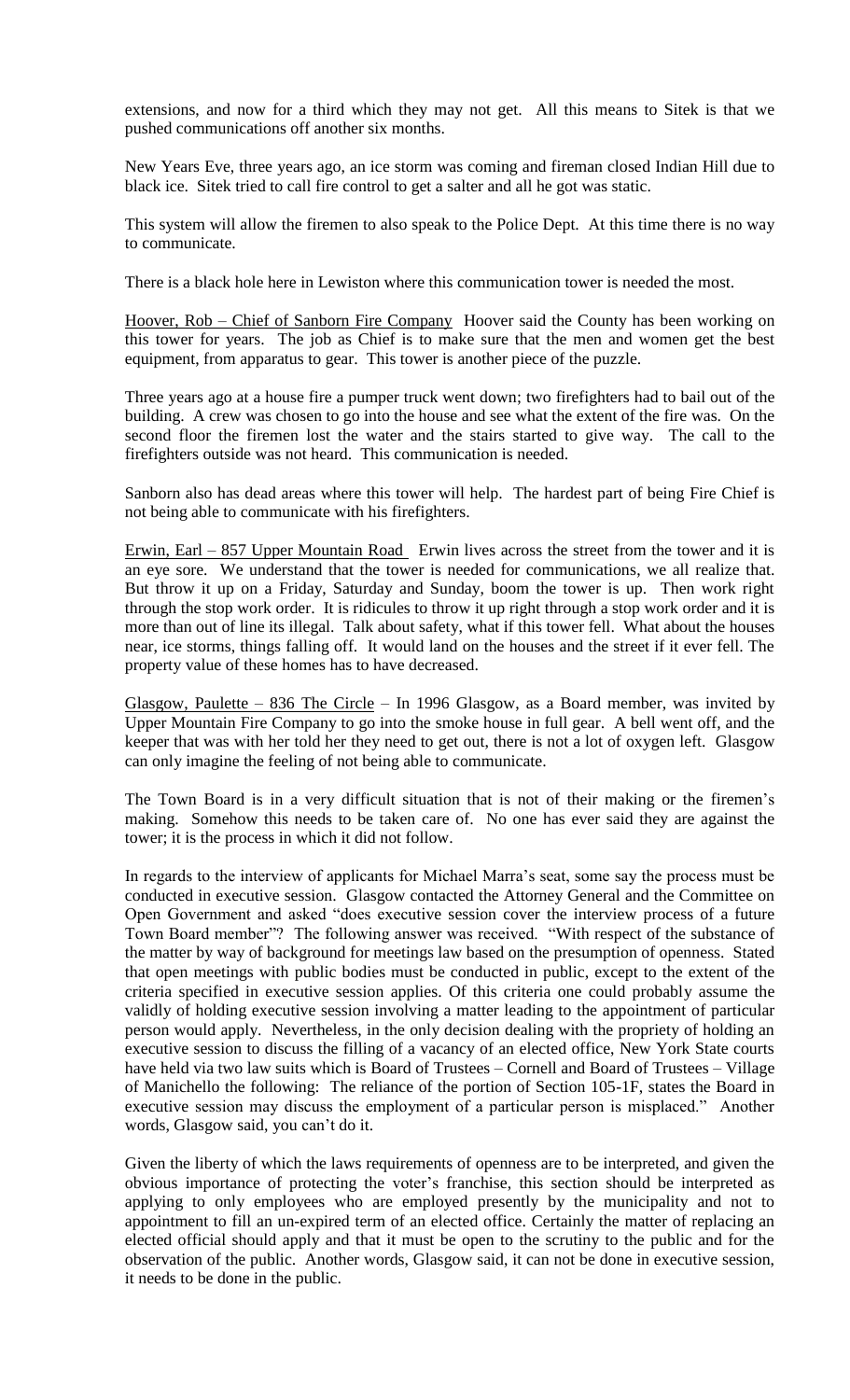extensions, and now for a third which they may not get. All this means to Sitek is that we pushed communications off another six months.

New Years Eve, three years ago, an ice storm was coming and fireman closed Indian Hill due to black ice. Sitek tried to call fire control to get a salter and all he got was static.

This system will allow the firemen to also speak to the Police Dept. At this time there is no way to communicate.

There is a black hole here in Lewiston where this communication tower is needed the most.

Hoover, Rob – Chief of Sanborn Fire Company Hoover said the County has been working on this tower for years. The job as Chief is to make sure that the men and women get the best equipment, from apparatus to gear. This tower is another piece of the puzzle.

Three years ago at a house fire a pumper truck went down; two firefighters had to bail out of the building. A crew was chosen to go into the house and see what the extent of the fire was. On the second floor the firemen lost the water and the stairs started to give way. The call to the firefighters outside was not heard. This communication is needed.

Sanborn also has dead areas where this tower will help. The hardest part of being Fire Chief is not being able to communicate with his firefighters.

Erwin, Earl – 857 Upper Mountain Road Erwin lives across the street from the tower and it is an eye sore. We understand that the tower is needed for communications, we all realize that. But throw it up on a Friday, Saturday and Sunday, boom the tower is up. Then work right through the stop work order. It is ridicules to throw it up right through a stop work order and it is more than out of line its illegal. Talk about safety, what if this tower fell. What about the houses near, ice storms, things falling off. It would land on the houses and the street if it ever fell. The property value of these homes has to have decreased.

Glasgow, Paulette – 836 The Circle – In 1996 Glasgow, as a Board member, was invited by Upper Mountain Fire Company to go into the smoke house in full gear. A bell went off, and the keeper that was with her told her they need to get out, there is not a lot of oxygen left. Glasgow can only imagine the feeling of not being able to communicate.

The Town Board is in a very difficult situation that is not of their making or the firemen's making. Somehow this needs to be taken care of. No one has ever said they are against the tower; it is the process in which it did not follow.

In regards to the interview of applicants for Michael Marra's seat, some say the process must be conducted in executive session. Glasgow contacted the Attorney General and the Committee on Open Government and asked "does executive session cover the interview process of a future Town Board member"? The following answer was received. "With respect of the substance of the matter by way of background for meetings law based on the presumption of openness. Stated that open meetings with public bodies must be conducted in public, except to the extent of the criteria specified in executive session applies. Of this criteria one could probably assume the validly of holding executive session involving a matter leading to the appointment of particular person would apply. Nevertheless, in the only decision dealing with the propriety of holding an executive session to discuss the filling of a vacancy of an elected office, New York State courts have held via two law suits which is Board of Trustees – Cornell and Board of Trustees – Village of Manichello the following: The reliance of the portion of Section 105-1F, states the Board in executive session may discuss the employment of a particular person is misplaced." Another words, Glasgow said, you can't do it.

Given the liberty of which the laws requirements of openness are to be interpreted, and given the obvious importance of protecting the voter's franchise, this section should be interpreted as applying to only employees who are employed presently by the municipality and not to appointment to fill an un-expired term of an elected office. Certainly the matter of replacing an elected official should apply and that it must be open to the scrutiny to the public and for the observation of the public. Another words, Glasgow said, it can not be done in executive session, it needs to be done in the public.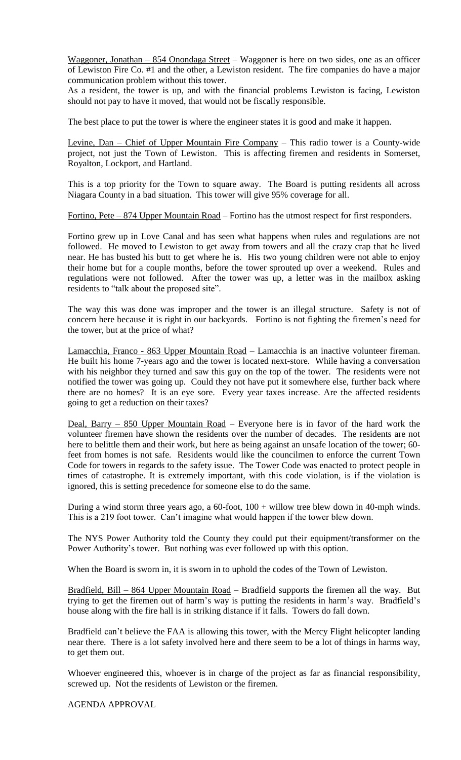Waggoner, Jonathan – 854 Onondaga Street – Waggoner is here on two sides, one as an officer of Lewiston Fire Co. #1 and the other, a Lewiston resident. The fire companies do have a major communication problem without this tower.

As a resident, the tower is up, and with the financial problems Lewiston is facing, Lewiston should not pay to have it moved, that would not be fiscally responsible.

The best place to put the tower is where the engineer states it is good and make it happen.

Levine, Dan – Chief of Upper Mountain Fire Company – This radio tower is a County-wide project, not just the Town of Lewiston. This is affecting firemen and residents in Somerset, Royalton, Lockport, and Hartland.

This is a top priority for the Town to square away. The Board is putting residents all across Niagara County in a bad situation. This tower will give 95% coverage for all.

Fortino, Pete – 874 Upper Mountain Road – Fortino has the utmost respect for first responders.

Fortino grew up in Love Canal and has seen what happens when rules and regulations are not followed. He moved to Lewiston to get away from towers and all the crazy crap that he lived near. He has busted his butt to get where he is. His two young children were not able to enjoy their home but for a couple months, before the tower sprouted up over a weekend. Rules and regulations were not followed. After the tower was up, a letter was in the mailbox asking residents to "talk about the proposed site".

The way this was done was improper and the tower is an illegal structure. Safety is not of concern here because it is right in our backyards. Fortino is not fighting the firemen's need for the tower, but at the price of what?

Lamacchia, Franco - 863 Upper Mountain Road – Lamacchia is an inactive volunteer fireman. He built his home 7-years ago and the tower is located next-store. While having a conversation with his neighbor they turned and saw this guy on the top of the tower. The residents were not notified the tower was going up. Could they not have put it somewhere else, further back where there are no homes? It is an eye sore. Every year taxes increase. Are the affected residents going to get a reduction on their taxes?

Deal, Barry – 850 Upper Mountain Road – Everyone here is in favor of the hard work the volunteer firemen have shown the residents over the number of decades. The residents are not here to belittle them and their work, but here as being against an unsafe location of the tower; 60-feet from homes is not safe. Residents would like the councilmen to enforce the current Town Code for towers in regards to the safety issue. The Tower Code was enacted to protect people in times of catastrophe. It is extremely important, with this code violation, is if the violation is ignored, this is setting precedence for someone else to do the same.

During a wind storm three years ago, a 60-foot, 100 + willow tree blew down in 40-mph winds. This is a 219 foot tower. Can't imagine what would happen if the tower blew down.

The NYS Power Authority told the County they could put their equipment/transformer on the Power Authority's tower. But nothing was ever followed up with this option.

When the Board is sworn in, it is sworn in to uphold the codes of the Town of Lewiston.

Bradfield, Bill – 864 Upper Mountain Road – Bradfield supports the firemen all the way. But trying to get the firemen out of harm's way is putting the residents in harm's way. Bradfield's house along with the fire hall is in striking distance if it falls. Towers do fall down.

Bradfield can't believe the FAA is allowing this tower, with the Mercy Flight helicopter landing near there. There is a lot safety involved here and there seem to be a lot of things in harms way, to get them out.

Whoever engineered this, whoever is in charge of the project as far as financial responsibility, screwed up. Not the residents of Lewiston or the firemen.

AGENDA APPROVAL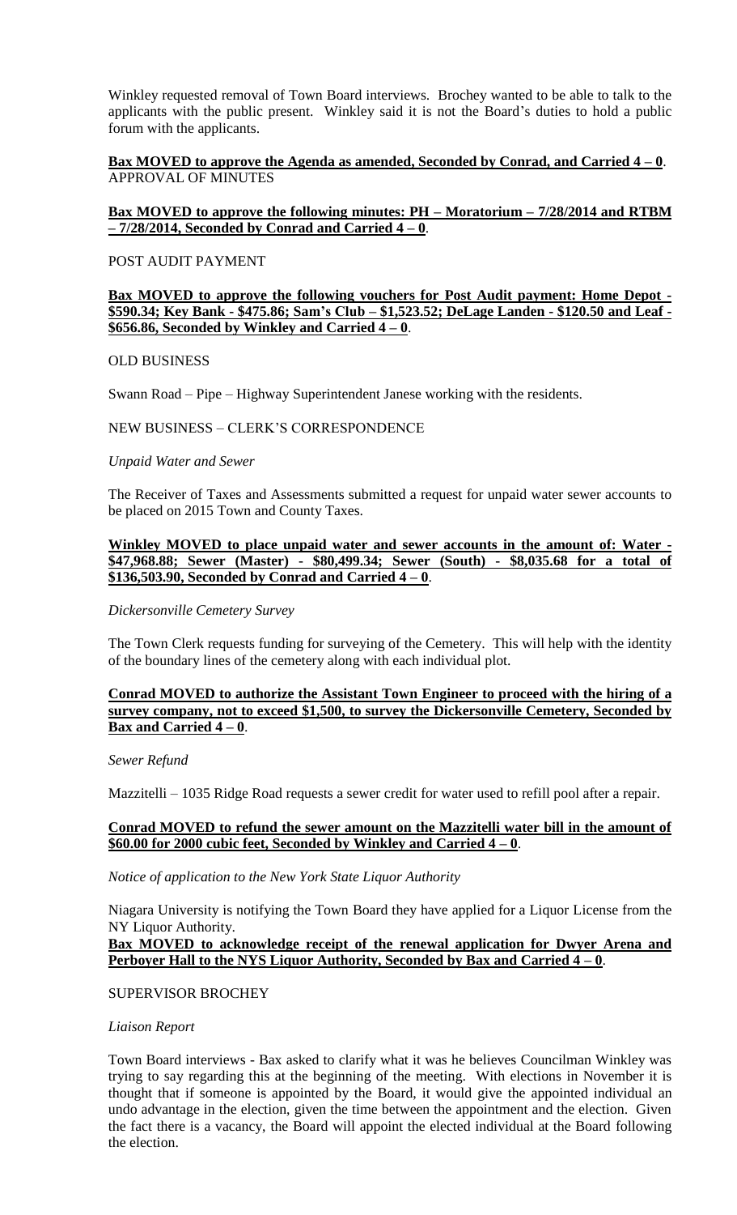Winkley requested removal of Town Board interviews. Brochey wanted to be able to talk to the applicants with the public present. Winkley said it is not the Board's duties to hold a public forum with the applicants.

**Bax MOVED to approve the Agenda as amended, Seconded by Conrad, and Carried 4 – 0**.

APPROVAL OF MINUTES

**Bax MOVED to approve the following minutes: PH – Moratorium – 7/28/2014 and RTBM – 7/28/2014, Seconded by Conrad and Carried 4 – 0**.

POST AUDIT PAYMENT

**Bax MOVED to approve the following vouchers for Post Audit payment: Home Depot - $590.34; Key Bank - $475.86; Sam's Club – $1,523.52; DeLage Landen - $120.50 and Leaf - $656.86, Seconded by Winkley and Carried 4 – 0**.

OLD BUSINESS

Swann Road – Pipe – Highway Superintendent Janese working with the residents.

NEW BUSINESS – CLERK'S CORRESPONDENCE

*Unpaid Water and Sewer*

The Receiver of Taxes and Assessments submitted a request for unpaid water sewer accounts to be placed on 2015 Town and County Taxes.

**Winkley MOVED to place unpaid water and sewer accounts in the amount of: Water - $47,968.88; Sewer (Master) - $80,499.34; Sewer (South) - $8,035.68 for a total of $136,503.90, Seconded by Conrad and Carried 4 – 0**.

*Dickersonville Cemetery Survey*

The Town Clerk requests funding for surveying of the Cemetery. This will help with the identity of the boundary lines of the cemetery along with each individual plot.

**Conrad MOVED to authorize the Assistant Town Engineer to proceed with the hiring of a survey company, not to exceed $1,500, to survey the Dickersonville Cemetery, Seconded by Bax and Carried 4 – 0**.

*Sewer Refund*

Mazzitelli – 1035 Ridge Road requests a sewer credit for water used to refill pool after a repair.

**Conrad MOVED to refund the sewer amount on the Mazzitelli water bill in the amount of $60.00 for 2000 cubic feet, Seconded by Winkley and Carried 4 – 0**.

*Notice of application to the New York State Liquor Authority*

Niagara University is notifying the Town Board they have applied for a Liquor License from the NY Liquor Authority.

**Bax MOVED to acknowledge receipt of the renewal application for Dwyer Arena and Perboyer Hall to the NYS Liquor Authority, Seconded by Bax and Carried 4 – 0**.

SUPERVISOR BROCHEY

*Liaison Report*

Town Board interviews - Bax asked to clarify what it was he believes Councilman Winkley was trying to say regarding this at the beginning of the meeting. With elections in November it is thought that if someone is appointed by the Board, it would give the appointed individual an undo advantage in the election, given the time between the appointment and the election. Given the fact there is a vacancy, the Board will appoint the elected individual at the Board following the election.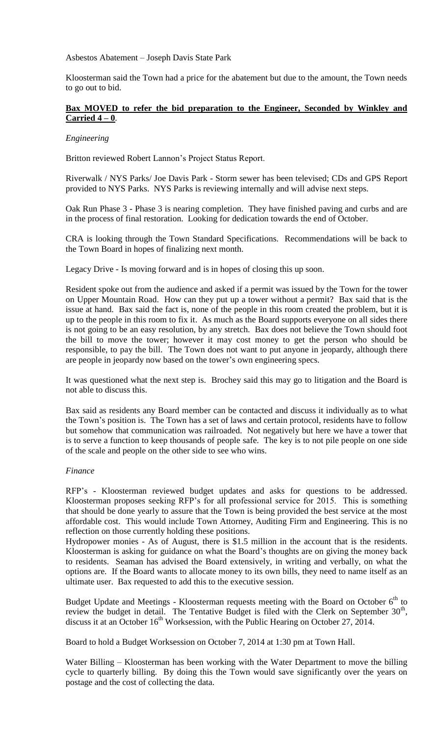Asbestos Abatement – Joseph Davis State Park

Kloosterman said the Town had a price for the abatement but due to the amount, the Town needs to go out to bid.

**Bax MOVED to refer the bid preparation to the Engineer, Seconded by Winkley and Carried 4 – 0**.

*Engineering*

Britton reviewed Robert Lannon's Project Status Report.

Riverwalk / NYS Parks/ Joe Davis Park - Storm sewer has been televised; CDs and GPS Report provided to NYS Parks. NYS Parks is reviewing internally and will advise next steps.

Oak Run Phase 3 - Phase 3 is nearing completion. They have finished paving and curbs and are in the process of final restoration. Looking for dedication towards the end of October.

CRA is looking through the Town Standard Specifications. Recommendations will be back to the Town Board in hopes of finalizing next month.

Legacy Drive - Is moving forward and is in hopes of closing this up soon.

Resident spoke out from the audience and asked if a permit was issued by the Town for the tower on Upper Mountain Road. How can they put up a tower without a permit? Bax said that is the issue at hand. Bax said the fact is, none of the people in this room created the problem, but it is up to the people in this room to fix it. As much as the Board supports everyone on all sides there is not going to be an easy resolution, by any stretch. Bax does not believe the Town should foot the bill to move the tower; however it may cost money to get the person who should be responsible, to pay the bill. The Town does not want to put anyone in jeopardy, although there are people in jeopardy now based on the tower's own engineering specs.

It was questioned what the next step is. Brochey said this may go to litigation and the Board is not able to discuss this.

Bax said as residents any Board member can be contacted and discuss it individually as to what the Town's position is. The Town has a set of laws and certain protocol, residents have to follow but somehow that communication was railroaded. Not negatively but here we have a tower that is to serve a function to keep thousands of people safe. The key is to not pile people on one side of the scale and people on the other side to see who wins.

*Finance*

RFP's - Kloosterman reviewed budget updates and asks for questions to be addressed. Kloosterman proposes seeking RFP's for all professional service for 2015. This is something that should be done yearly to assure that the Town is being provided the best service at the most affordable cost. This would include Town Attorney, Auditing Firm and Engineering. This is no reflection on those currently holding these positions.

Hydropower monies - As of August, there is $1.5 million in the account that is the residents. Kloosterman is asking for guidance on what the Board's thoughts are on giving the money back to residents. Seaman has advised the Board extensively, in writing and verbally, on what the options are. If the Board wants to allocate money to its own bills, they need to name itself as an ultimate user. Bax requested to add this to the executive session.

Budget Update and Meetings - Kloosterman requests meeting with the Board on October 6th to review the budget in detail. The Tentative Budget is filed with the Clerk on September 30th, discuss it at an October 16th Worksession, with the Public Hearing on October 27, 2014.

Board to hold a Budget Worksession on October 7, 2014 at 1:30 pm at Town Hall.

Water Billing – Kloosterman has been working with the Water Department to move the billing cycle to quarterly billing. By doing this the Town would save significantly over the years on postage and the cost of collecting the data.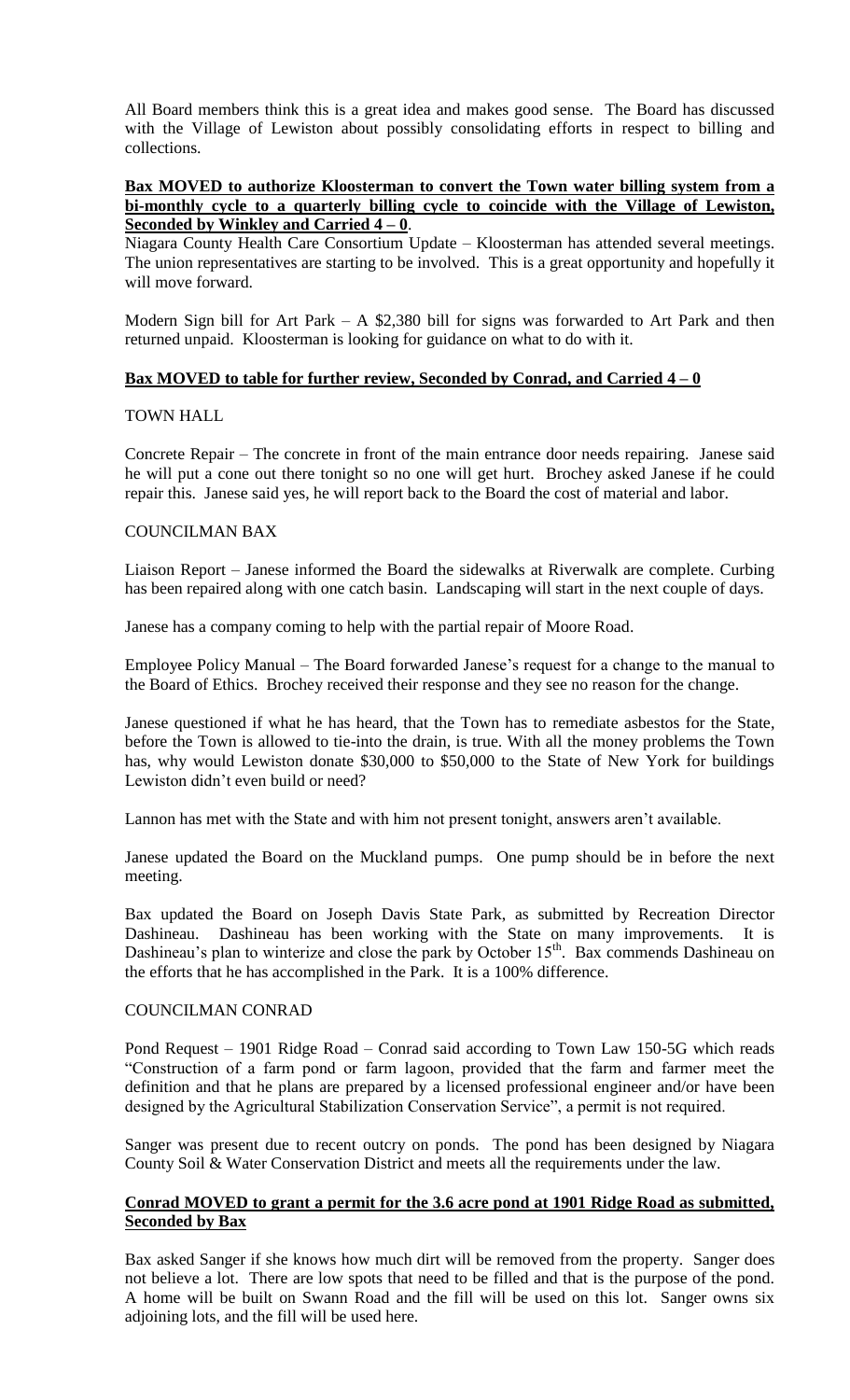All Board members think this is a great idea and makes good sense. The Board has discussed with the Village of Lewiston about possibly consolidating efforts in respect to billing and collections.

**Bax MOVED to authorize Kloosterman to convert the Town water billing system from a bi-monthly cycle to a quarterly billing cycle to coincide with the Village of Lewiston, Seconded by Winkley and Carried 4 – 0**.

Niagara County Health Care Consortium Update – Kloosterman has attended several meetings. The union representatives are starting to be involved. This is a great opportunity and hopefully it will move forward.

Modern Sign bill for Art Park – A $2,380 bill for signs was forwarded to Art Park and then returned unpaid. Kloosterman is looking for guidance on what to do with it.

**Bax MOVED to table for further review, Seconded by Conrad, and Carried 4 – 0**

TOWN HALL

Concrete Repair – The concrete in front of the main entrance door needs repairing. Janese said he will put a cone out there tonight so no one will get hurt. Brochey asked Janese if he could repair this. Janese said yes, he will report back to the Board the cost of material and labor.

COUNCILMAN BAX

Liaison Report – Janese informed the Board the sidewalks at Riverwalk are complete. Curbing has been repaired along with one catch basin. Landscaping will start in the next couple of days.

Janese has a company coming to help with the partial repair of Moore Road.

Employee Policy Manual – The Board forwarded Janese's request for a change to the manual to the Board of Ethics. Brochey received their response and they see no reason for the change.

Janese questioned if what he has heard, that the Town has to remediate asbestos for the State, before the Town is allowed to tie-into the drain, is true. With all the money problems the Town has, why would Lewiston donate $30,000 to $50,000 to the State of New York for buildings Lewiston didn't even build or need?

Lannon has met with the State and with him not present tonight, answers aren't available.

Janese updated the Board on the Muckland pumps. One pump should be in before the next meeting.

Bax updated the Board on Joseph Davis State Park, as submitted by Recreation Director Dashineau. Dashineau has been working with the State on many improvements. It is Dashineau's plan to winterize and close the park by October 15th. Bax commends Dashineau on the efforts that he has accomplished in the Park. It is a 100% difference.

COUNCILMAN CONRAD

Pond Request – 1901 Ridge Road – Conrad said according to Town Law 150-5G which reads "Construction of a farm pond or farm lagoon, provided that the farm and farmer meet the definition and that he plans are prepared by a licensed professional engineer and/or have been designed by the Agricultural Stabilization Conservation Service", a permit is not required.

Sanger was present due to recent outcry on ponds. The pond has been designed by Niagara County Soil & Water Conservation District and meets all the requirements under the law.

**Conrad MOVED to grant a permit for the 3.6 acre pond at 1901 Ridge Road as submitted, Seconded by Bax**

Bax asked Sanger if she knows how much dirt will be removed from the property. Sanger does not believe a lot. There are low spots that need to be filled and that is the purpose of the pond. A home will be built on Swann Road and the fill will be used on this lot. Sanger owns six adjoining lots, and the fill will be used here.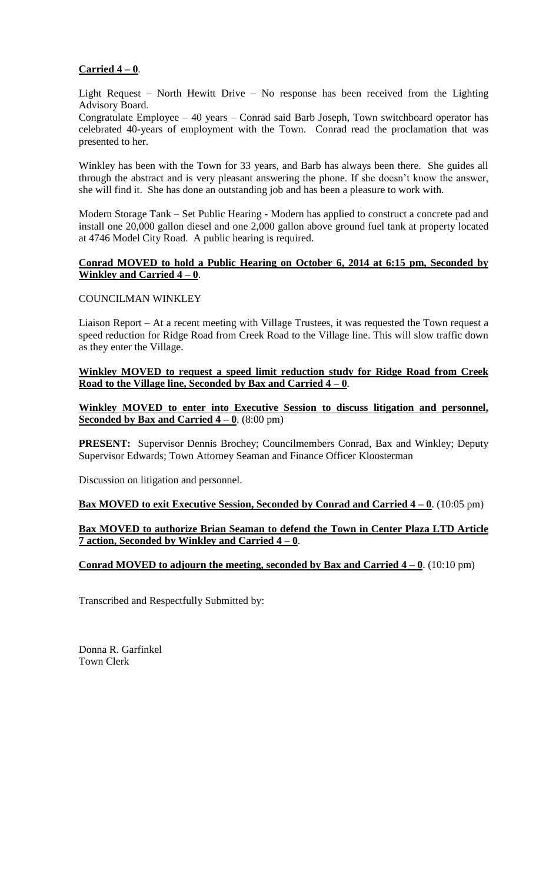**Carried 4 – 0**.

Light Request – North Hewitt Drive – No response has been received from the Lighting Advisory Board.

Congratulate Employee – 40 years – Conrad said Barb Joseph, Town switchboard operator has celebrated 40-years of employment with the Town. Conrad read the proclamation that was presented to her.

Winkley has been with the Town for 33 years, and Barb has always been there. She guides all through the abstract and is very pleasant answering the phone. If she doesn't know the answer, she will find it. She has done an outstanding job and has been a pleasure to work with.

Modern Storage Tank – Set Public Hearing - Modern has applied to construct a concrete pad and install one 20,000 gallon diesel and one 2,000 gallon above ground fuel tank at property located at 4746 Model City Road. A public hearing is required.

**Conrad MOVED to hold a Public Hearing on October 6, 2014 at 6:15 pm, Seconded by Winkley and Carried 4 – 0**.

COUNCILMAN WINKLEY

Liaison Report – At a recent meeting with Village Trustees, it was requested the Town request a speed reduction for Ridge Road from Creek Road to the Village line. This will slow traffic down as they enter the Village.

**Winkley MOVED to request a speed limit reduction study for Ridge Road from Creek Road to the Village line, Seconded by Bax and Carried 4 – 0**.

**Winkley MOVED to enter into Executive Session to discuss litigation and personnel, Seconded by Bax and Carried 4 – 0**. (8:00 pm)

**PRESENT:** Supervisor Dennis Brochey; Councilmembers Conrad, Bax and Winkley; Deputy Supervisor Edwards; Town Attorney Seaman and Finance Officer Kloosterman

Discussion on litigation and personnel.

**Bax MOVED to exit Executive Session, Seconded by Conrad and Carried 4 – 0**. (10:05 pm)

**Bax MOVED to authorize Brian Seaman to defend the Town in Center Plaza LTD Article 7 action, Seconded by Winkley and Carried 4 – 0**.

**Conrad MOVED to adjourn the meeting, seconded by Bax and Carried 4 – 0**. (10:10 pm)

Transcribed and Respectfully Submitted by:

Donna R. Garfinkel
Town Clerk